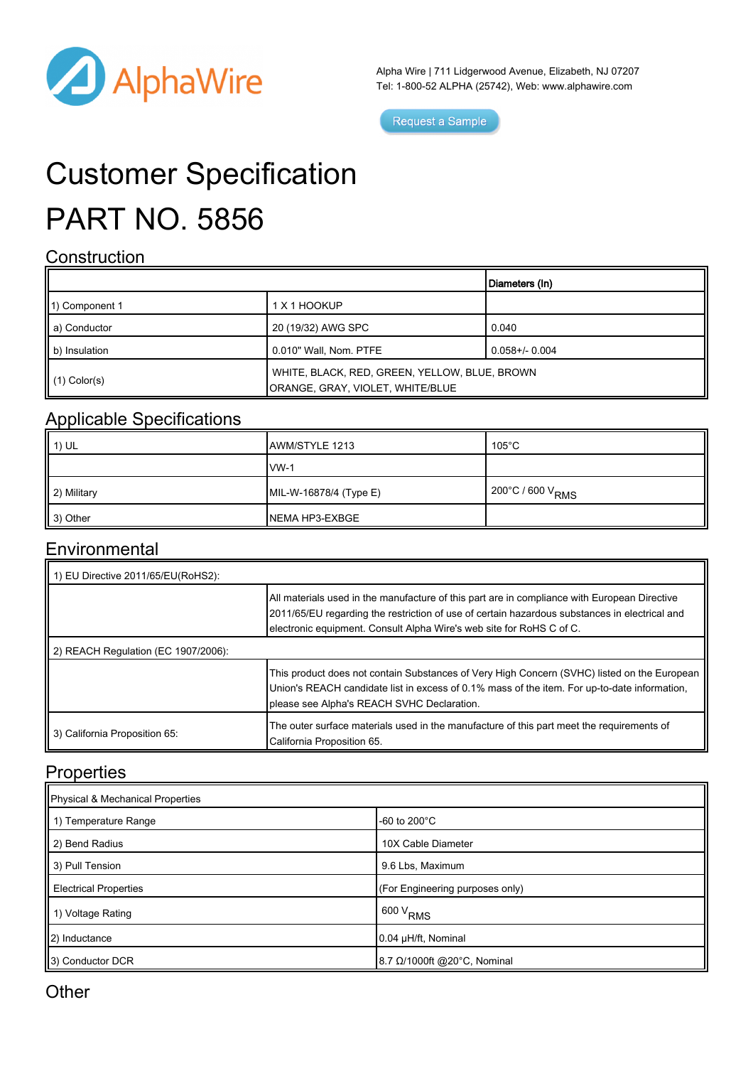AlphaWire

Alpha Wire | 711 Lidgerwood Avenue, Elizabeth, NJ 07207
Tel: 1-800-52 ALPHA (25742), Web: www.alphawire.com

Request a Sample

# Customer Specification

# PART NO. 5856

## Construction

| | | Diameters (In) |
|---|---|---|
| 1) Component 1 | 1 X 1 HOOKUP | |
| a) Conductor | 20 (19/32) AWG SPC | 0.040 |
| b) Insulation | 0.010" Wall, Nom. PTFE | 0.058+/- 0.004 |
| (1) Color(s) | WHITE, BLACK, RED, GREEN, YELLOW, BLUE, BROWN ORANGE, GRAY, VIOLET, WHITE/BLUE | |

## Applicable Specifications

| | | |
|---|---|---|
| 1) UL | AWM/STYLE 1213 | 105°C |
| | VW-1 | |
| 2) Military | MIL-W-16878/4 (Type E) | 200°C / 600 $V_{RMS}$ |
| 3) Other | NEMA HP3-EXBGE | |

## Environmental

| | |
|---|---|
| 1) EU Directive 2011/65/EU(RoHS2): | |
| | All materials used in the manufacture of this part are in compliance with European Directive 2011/65/EU regarding the restriction of use of certain hazardous substances in electrical and electronic equipment. Consult Alpha Wire's web site for RoHS C of C. |
| 2) REACH Regulation (EC 1907/2006): | |
| | This product does not contain Substances of Very High Concern (SVHC) listed on the European Union's REACH candidate list in excess of 0.1% mass of the item. For up-to-date information, please see Alpha's REACH SVHC Declaration. |
| 3) California Proposition 65: | The outer surface materials used in the manufacture of this part meet the requirements of California Proposition 65. |

## Properties

| Physical & Mechanical Properties | |
|---|---|
| 1) Temperature Range | -60 to 200°C |
| 2) Bend Radius | 10X Cable Diameter |
| 3) Pull Tension | 9.6 Lbs, Maximum |
| Electrical Properties | (For Engineering purposes only) |
| 1) Voltage Rating | 600 $V_{RMS}$ |
| 2) Inductance | 0.04 µH/ft, Nominal |
| 3) Conductor DCR | 8.7 Ω/1000ft @20°C, Nominal |

## Other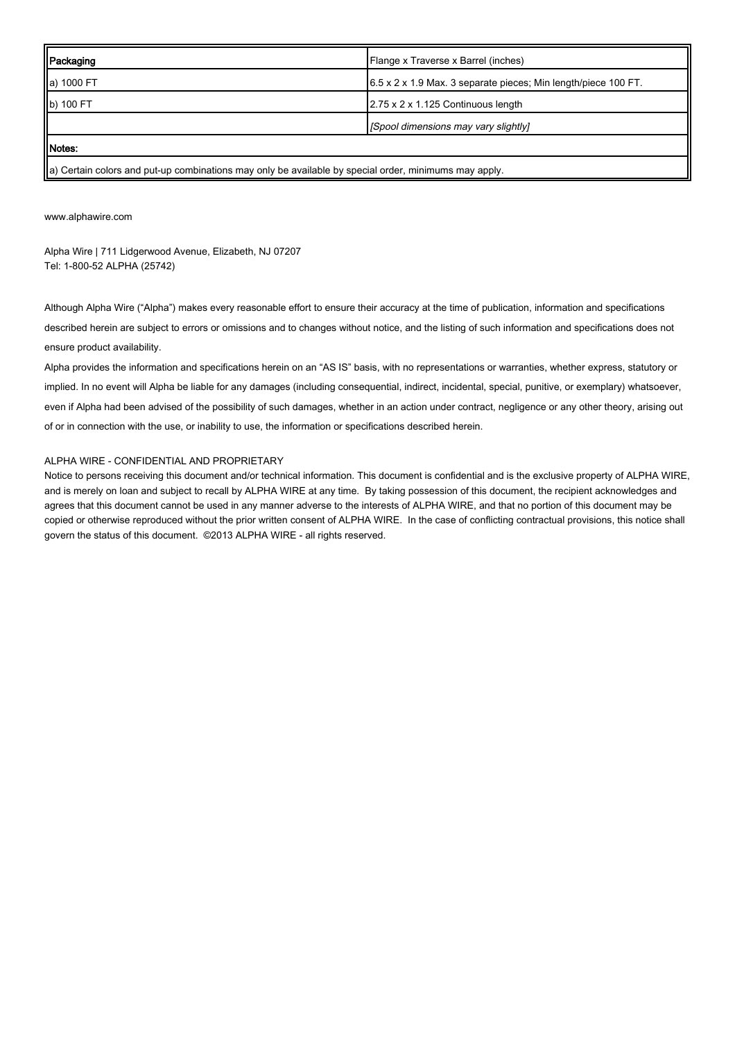| Packaging | Flange x Traverse x Barrel (inches) |
| --- | --- |
| a) 1000 FT | 6.5 x 2 x 1.9 Max. 3 separate pieces; Min length/piece 100 FT. |
| b) 100 FT | 2.75 x 2 x 1.125 Continuous length |
| | *[Spool dimensions may vary slightly]* |

| Notes: |
| --- |
| a) Certain colors and put-up combinations may only be available by special order, minimums may apply. |

www.alphawire.com

Alpha Wire | 711 Lidgerwood Avenue, Elizabeth, NJ 07207
Tel: 1-800-52 ALPHA (25742)

Although Alpha Wire ("Alpha") makes every reasonable effort to ensure their accuracy at the time of publication, information and specifications described herein are subject to errors or omissions and to changes without notice, and the listing of such information and specifications does not ensure product availability.

Alpha provides the information and specifications herein on an "AS IS" basis, with no representations or warranties, whether express, statutory or implied. In no event will Alpha be liable for any damages (including consequential, indirect, incidental, special, punitive, or exemplary) whatsoever, even if Alpha had been advised of the possibility of such damages, whether in an action under contract, negligence or any other theory, arising out of or in connection with the use, or inability to use, the information or specifications described herein.

ALPHA WIRE - CONFIDENTIAL AND PROPRIETARY

Notice to persons receiving this document and/or technical information. This document is confidential and is the exclusive property of ALPHA WIRE, and is merely on loan and subject to recall by ALPHA WIRE at any time. By taking possession of this document, the recipient acknowledges and agrees that this document cannot be used in any manner adverse to the interests of ALPHA WIRE, and that no portion of this document may be copied or otherwise reproduced without the prior written consent of ALPHA WIRE. In the case of conflicting contractual provisions, this notice shall govern the status of this document. ©2013 ALPHA WIRE - all rights reserved.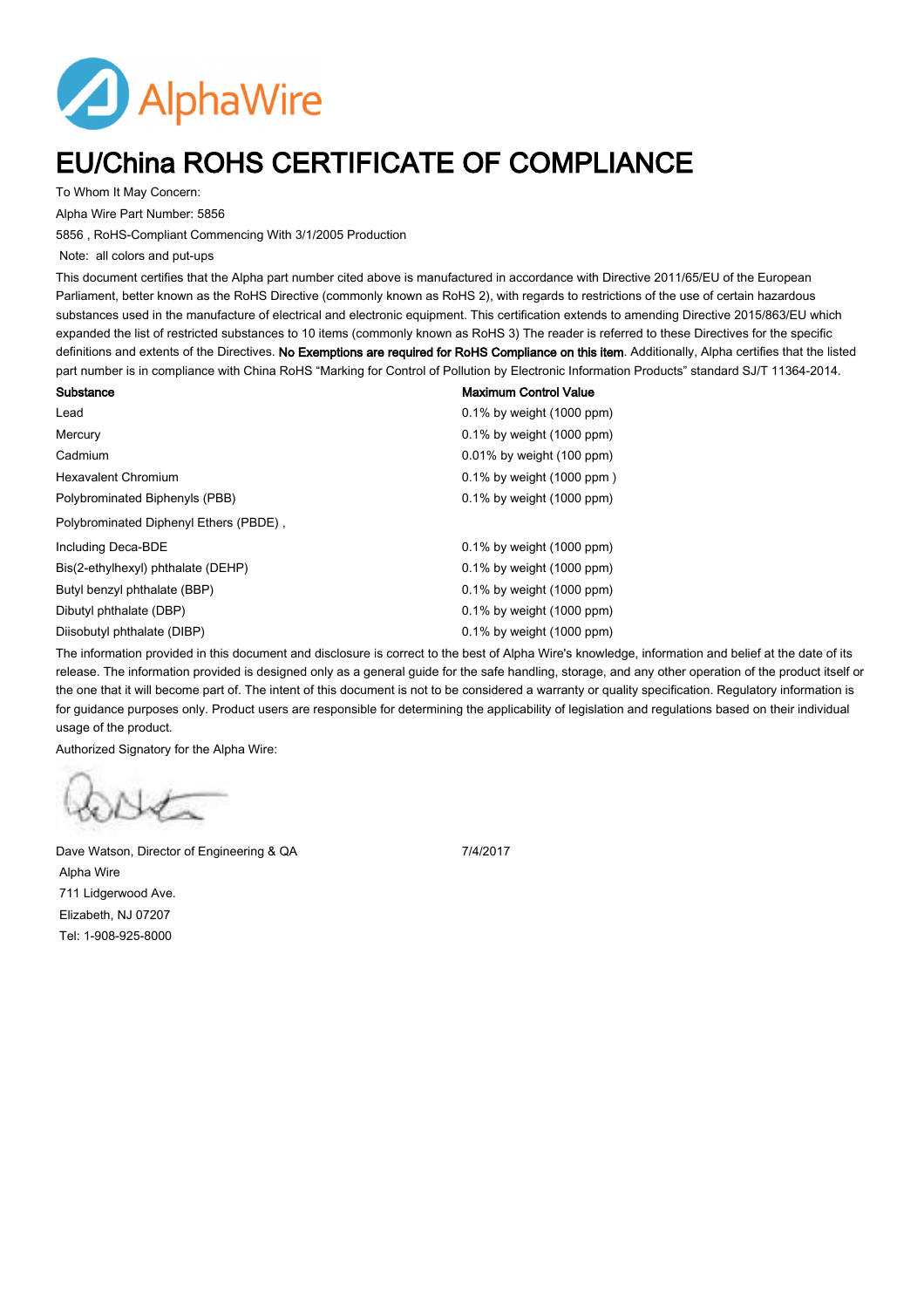AlphaWire

# EU/China ROHS CERTIFICATE OF COMPLIANCE

To Whom It May Concern:

Alpha Wire Part Number: 5856

5856 , RoHS-Compliant Commencing With 3/1/2005 Production

Note: all colors and put-ups

This document certifies that the Alpha part number cited above is manufactured in accordance with Directive 2011/65/EU of the European Parliament, better known as the RoHS Directive (commonly known as RoHS 2), with regards to restrictions to the use of certain hazardous substances used in the manufacture of electrical and electronic equipment. This certification extends to amending Directive 2015/863/EU which expanded the list of restricted substances to 10 items (commonly known as RoHS 3) The reader is referred to these Directives for the specific definitions and extents of the Directives. **No Exemptions are required for RoHS Compliance on this item**. Additionally, Alpha certifies that the listed part number is in compliance with China RoHS "Marking for Control of Pollution by Electronic Information Products" standard SJ/T 11364-2014.

| Substance | Maximum Control Value |
|---|---|
| Lead | 0.1% by weight (1000 ppm) |
| Mercury | 0.1% by weight (1000 ppm) |
| Cadmium | 0.01% by weight (100 ppm) |
| Hexavalent Chromium | 0.1% by weight (1000 ppm ) |
| Polybrominated Biphenyls (PBB) | 0.1% by weight (1000 ppm) |
| Polybrominated Diphenyl Ethers (PBDE) , | |
| Including Deca-BDE | 0.1% by weight (1000 ppm) |
| Bis(2-ethylhexyl) phthalate (DEHP) | 0.1% by weight (1000 ppm) |
| Butyl benzyl phthalate (BBP) | 0.1% by weight (1000 ppm) |
| Dibutyl phthalate (DBP) | 0.1% by weight (1000 ppm) |
| Diisobutyl phthalate (DIBP) | 0.1% by weight (1000 ppm) |

The information provided in this document and disclosure is correct to the best of Alpha Wire's knowledge, information and belief at the date of its release. The information provided is designed only as a general guide for the safe handling, storage, and any other operation of the product itself or the one that it will become part of. The intent of this document is not to be considered a warranty or quality specification. Regulatory information is for guidance purposes only. Product users are responsible for determining the applicability of legislation and regulations based on their individual usage of the product.

Authorized Signatory for the Alpha Wire:

Dave Watson, Director of Engineering & QA 7/4/2017

Alpha Wire

711 Lidgerwood Ave.

Elizabeth, NJ 07207

Tel: 1-908-925-8000